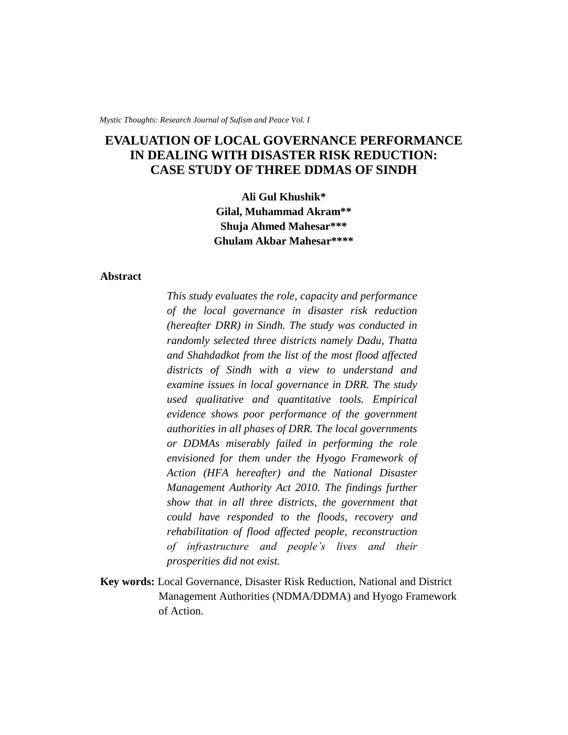# EVALUATION OF LOCAL GOVERNANCE PERFORMANCE IN DEALING WITH DISASTER RISK REDUCTION: CASE STUDY OF THREE DDMAS OF SINDH

**Ali Gul Khushik***
**Gilal, Muhammad Akram****
**Shuja Ahmed Mahesar*****
**Ghulam Akbar Mahesar******

## Abstract

*This study evaluates the role, capacity and performance of the local governance in disaster risk reduction (hereafter DRR) in Sindh. The study was conducted in randomly selected three districts namely Dadu, Thatta and Shahdadkot from the list of the most flood affected districts of Sindh with a view to understand and examine issues in local governance in DRR. The study used qualitative and quantitative tools. Empirical evidence shows poor performance of the government authorities in all phases of DRR. The local governments or DDMAs miserably failed in performing the role envisioned for them under the Hyogo Framework of Action (HFA hereafter) and the National Disaster Management Authority Act 2010. The findings further show that in all three districts, the government that could have responded to the floods, recovery and rehabilitation of flood affected people, reconstruction of infrastructure and people's lives and their prosperities did not exist.*

**Key words:** Local Governance, Disaster Risk Reduction, National and District Management Authorities (NDMA/DDMA) and Hyogo Framework of Action.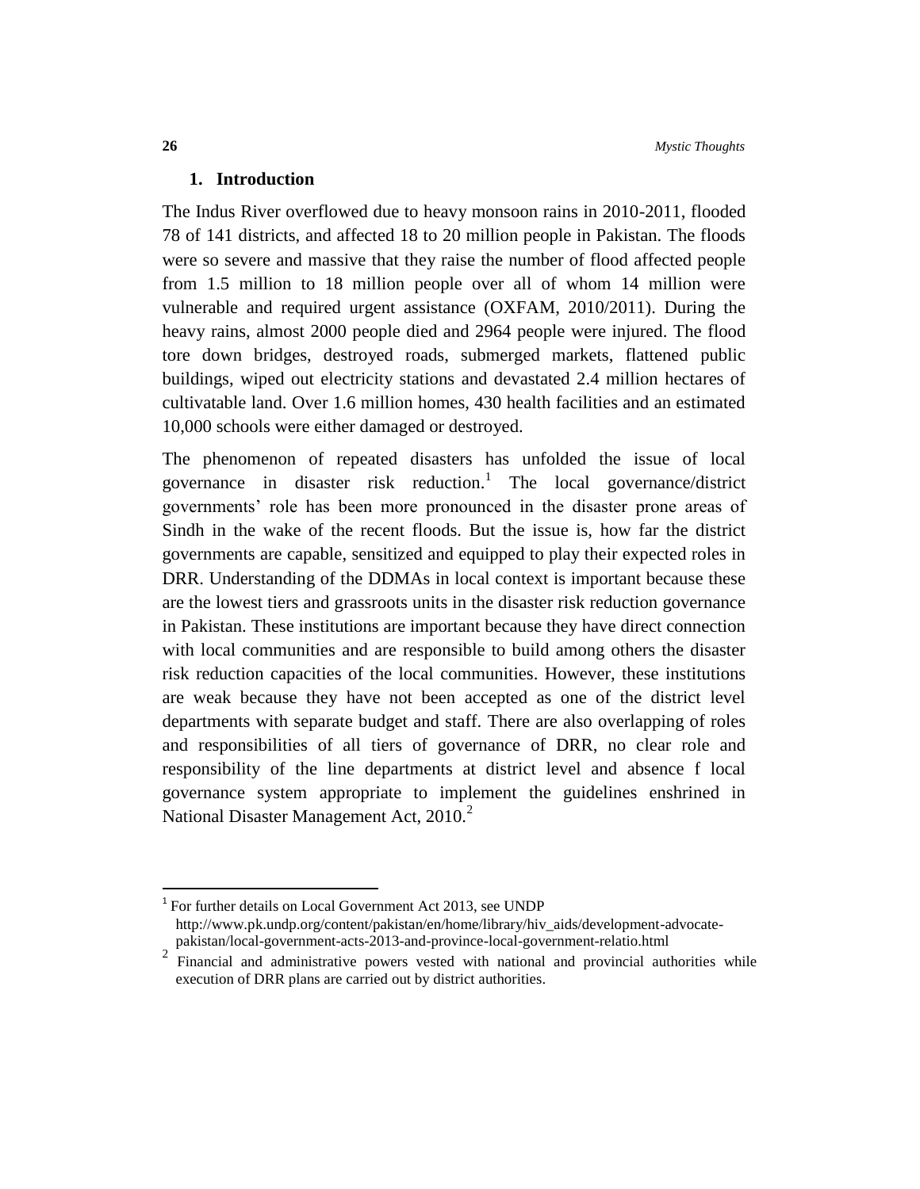## 1. Introduction

The Indus River overflowed due to heavy monsoon rains in 2010-2011, flooded 78 of 141 districts, and affected 18 to 20 million people in Pakistan. The floods were so severe and massive that they raise the number of flood affected people from 1.5 million to 18 million people over all of whom 14 million were vulnerable and required urgent assistance (OXFAM, 2010/2011). During the heavy rains, almost 2000 people died and 2964 people were injured. The flood tore down bridges, destroyed roads, submerged markets, flattened public buildings, wiped out electricity stations and devastated 2.4 million hectares of cultivatable land. Over 1.6 million homes, 430 health facilities and an estimated 10,000 schools were either damaged or destroyed.

The phenomenon of repeated disasters has unfolded the issue of local governance in disaster risk reduction.[1] The local governance/district governments' role has been more pronounced in the disaster prone areas of Sindh in the wake of the recent floods. But the issue is, how far the district governments are capable, sensitized and equipped to play their expected roles in DRR. Understanding of the DDMAs in local context is important because these are the lowest tiers and grassroots units in the disaster risk reduction governance in Pakistan. These institutions are important because they have direct connection with local communities and are responsible to build among others the disaster risk reduction capacities of the local communities. However, these institutions are weak because they have not been accepted as one of the district level departments with separate budget and staff. There are also overlapping of roles and responsibilities of all tiers of governance of DRR, no clear role and responsibility of the line departments at district level and absence f local governance system appropriate to implement the guidelines enshrined in National Disaster Management Act, 2010.[2]

---

[1] For further details on Local Government Act 2013, see UNDP http://www.pk.undp.org/content/pakistan/en/home/library/hiv_aids/development-advocate-pakistan/local-government-acts-2013-and-province-local-government-relatio.html

[2] Financial and administrative powers vested with national and provincial authorities while execution of DRR plans are carried out by district authorities.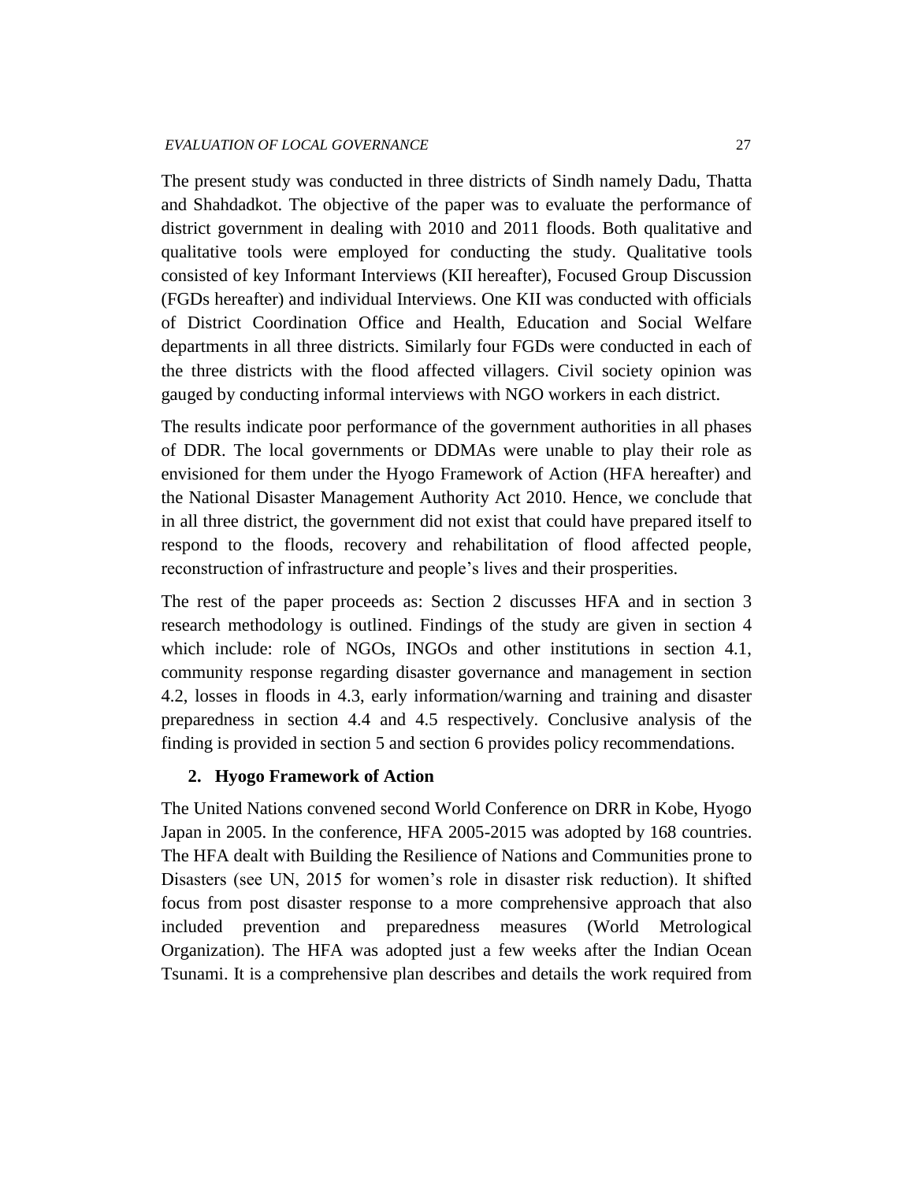The present study was conducted in three districts of Sindh namely Dadu, Thatta and Shahdadkot. The objective of the paper was to evaluate the performance of district government in dealing with 2010 and 2011 floods. Both qualitative and qualitative tools were employed for conducting the study. Qualitative tools consisted of key Informant Interviews (KII hereafter), Focused Group Discussion (FGDs hereafter) and individual Interviews. One KII was conducted with officials of District Coordination Office and Health, Education and Social Welfare departments in all three districts. Similarly four FGDs were conducted in each of the three districts with the flood affected villagers. Civil society opinion was gauged by conducting informal interviews with NGO workers in each district.

The results indicate poor performance of the government authorities in all phases of DDR. The local governments or DDMAs were unable to play their role as envisioned for them under the Hyogo Framework of Action (HFA hereafter) and the National Disaster Management Authority Act 2010. Hence, we conclude that in all three district, the government did not exist that could have prepared itself to respond to the floods, recovery and rehabilitation of flood affected people, reconstruction of infrastructure and people's lives and their prosperities.

The rest of the paper proceeds as: Section 2 discusses HFA and in section 3 research methodology is outlined. Findings of the study are given in section 4 which include: role of NGOs, INGOs and other institutions in section 4.1, community response regarding disaster governance and management in section 4.2, losses in floods in 4.3, early information/warning and training and disaster preparedness in section 4.4 and 4.5 respectively. Conclusive analysis of the finding is provided in section 5 and section 6 provides policy recommendations.

## 2. Hyogo Framework of Action

The United Nations convened second World Conference on DRR in Kobe, Hyogo Japan in 2005. In the conference, HFA 2005-2015 was adopted by 168 countries. The HFA dealt with Building the Resilience of Nations and Communities prone to Disasters (see UN, 2015 for women's role in disaster risk reduction). It shifted focus from post disaster response to a more comprehensive approach that also included prevention and preparedness measures (World Metrological Organization). The HFA was adopted just a few weeks after the Indian Ocean Tsunami. It is a comprehensive plan describes and details the work required from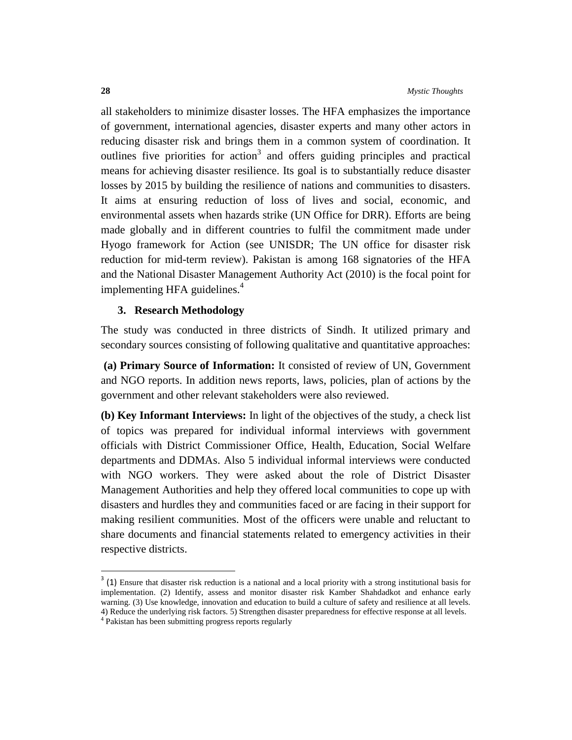all stakeholders to minimize disaster losses. The HFA emphasizes the importance of government, international agencies, disaster experts and many other actors in reducing disaster risk and brings them in a common system of coordination. It outlines five priorities for action[3] and offers guiding principles and practical means for achieving disaster resilience. Its goal is to substantially reduce disaster losses by 2015 by building the resilience of nations and communities to disasters. It aims at ensuring reduction of loss of lives and social, economic, and environmental assets when hazards strike (UN Office for DRR). Efforts are being made globally and in different countries to fulfil the commitment made under Hyogo framework for Action (see UNISDR; The UN office for disaster risk reduction for mid-term review). Pakistan is among 168 signatories of the HFA and the National Disaster Management Authority Act (2010) is the focal point for implementing HFA guidelines.[4]

## 3. Research Methodology

The study was conducted in three districts of Sindh. It utilized primary and secondary sources consisting of following qualitative and quantitative approaches:

**(a) Primary Source of Information:** It consisted of review of UN, Government and NGO reports. In addition news reports, laws, policies, plan of actions by the government and other relevant stakeholders were also reviewed.

**(b) Key Informant Interviews:** In light of the objectives of the study, a check list of topics was prepared for individual informal interviews with government officials with District Commissioner Office, Health, Education, Social Welfare departments and DDMAs. Also 5 individual informal interviews were conducted with NGO workers. They were asked about the role of District Disaster Management Authorities and help they offered local communities to cope up with disasters and hurdles they and communities faced or are facing in their support for making resilient communities. Most of the officers were unable and reluctant to share documents and financial statements related to emergency activities in their respective districts.

---

[3] (1) Ensure that disaster risk reduction is a national and a local priority with a strong institutional basis for implementation. (2) Identify, assess and monitor disaster risk Kamber Shahdadkot and enhance early warning. (3) Use knowledge, innovation and education to build a culture of safety and resilience at all levels. 4) Reduce the underlying risk factors. 5) Strengthen disaster preparedness for effective response at all levels.

[4] Pakistan has been submitting progress reports regularly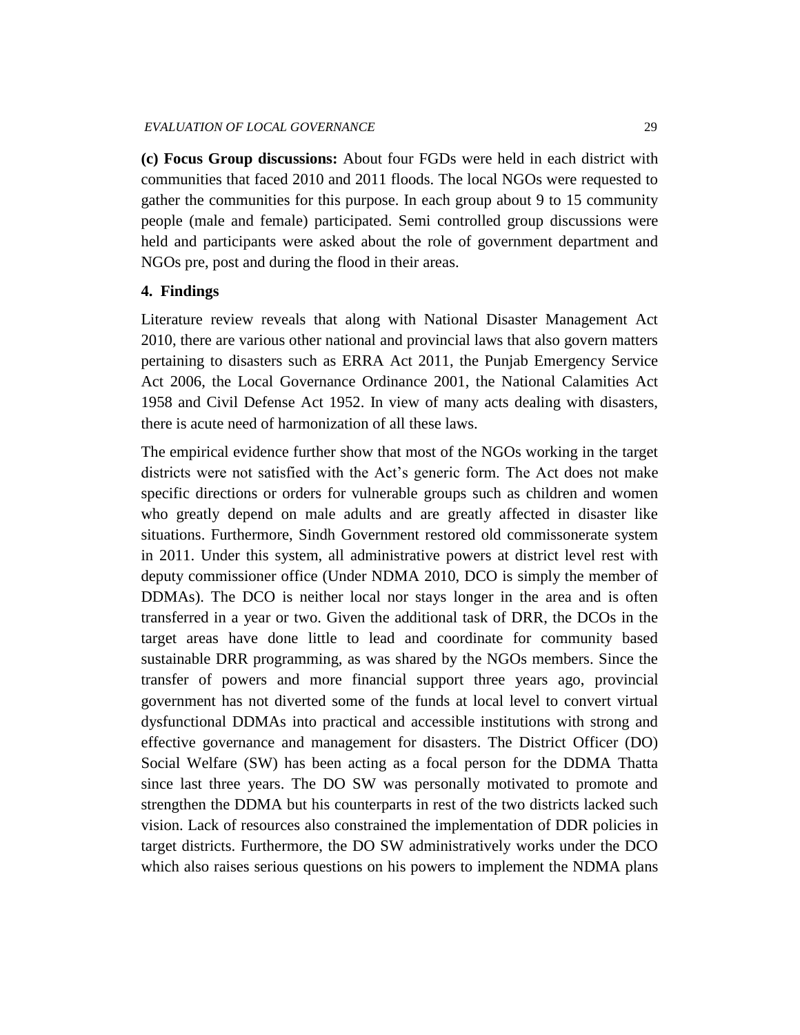**(c) Focus Group discussions:** About four FGDs were held in each district with communities that faced 2010 and 2011 floods. The local NGOs were requested to gather the communities for this purpose. In each group about 9 to 15 community people (male and female) participated. Semi controlled group discussions were held and participants were asked about the role of government department and NGOs pre, post and during the flood in their areas.

## 4. Findings

Literature review reveals that along with National Disaster Management Act 2010, there are various other national and provincial laws that also govern matters pertaining to disasters such as ERRA Act 2011, the Punjab Emergency Service Act 2006, the Local Governance Ordinance 2001, the National Calamities Act 1958 and Civil Defense Act 1952. In view of many acts dealing with disasters, there is acute need of harmonization of all these laws.

The empirical evidence further show that most of the NGOs working in the target districts were not satisfied with the Act's generic form. The Act does not make specific directions or orders for vulnerable groups such as children and women who greatly depend on male adults and are greatly affected in disaster like situations. Furthermore, Sindh Government restored old commissonerate system in 2011. Under this system, all administrative powers at district level rest with deputy commissioner office (Under NDMA 2010, DCO is simply the member of DDMAs). The DCO is neither local nor stays longer in the area and is often transferred in a year or two. Given the additional task of DRR, the DCOs in the target areas have done little to lead and coordinate for community based sustainable DRR programming, as was shared by the NGOs members. Since the transfer of powers and more financial support three years ago, provincial government has not diverted some of the funds at local level to convert virtual dysfunctional DDMAs into practical and accessible institutions with strong and effective governance and management for disasters. The District Officer (DO) Social Welfare (SW) has been acting as a focal person for the DDMA Thatta since last three years. The DO SW was personally motivated to promote and strengthen the DDMA but his counterparts in rest of the two districts lacked such vision. Lack of resources also constrained the implementation of DDR policies in target districts. Furthermore, the DO SW administratively works under the DCO which also raises serious questions on his powers to implement the NDMA plans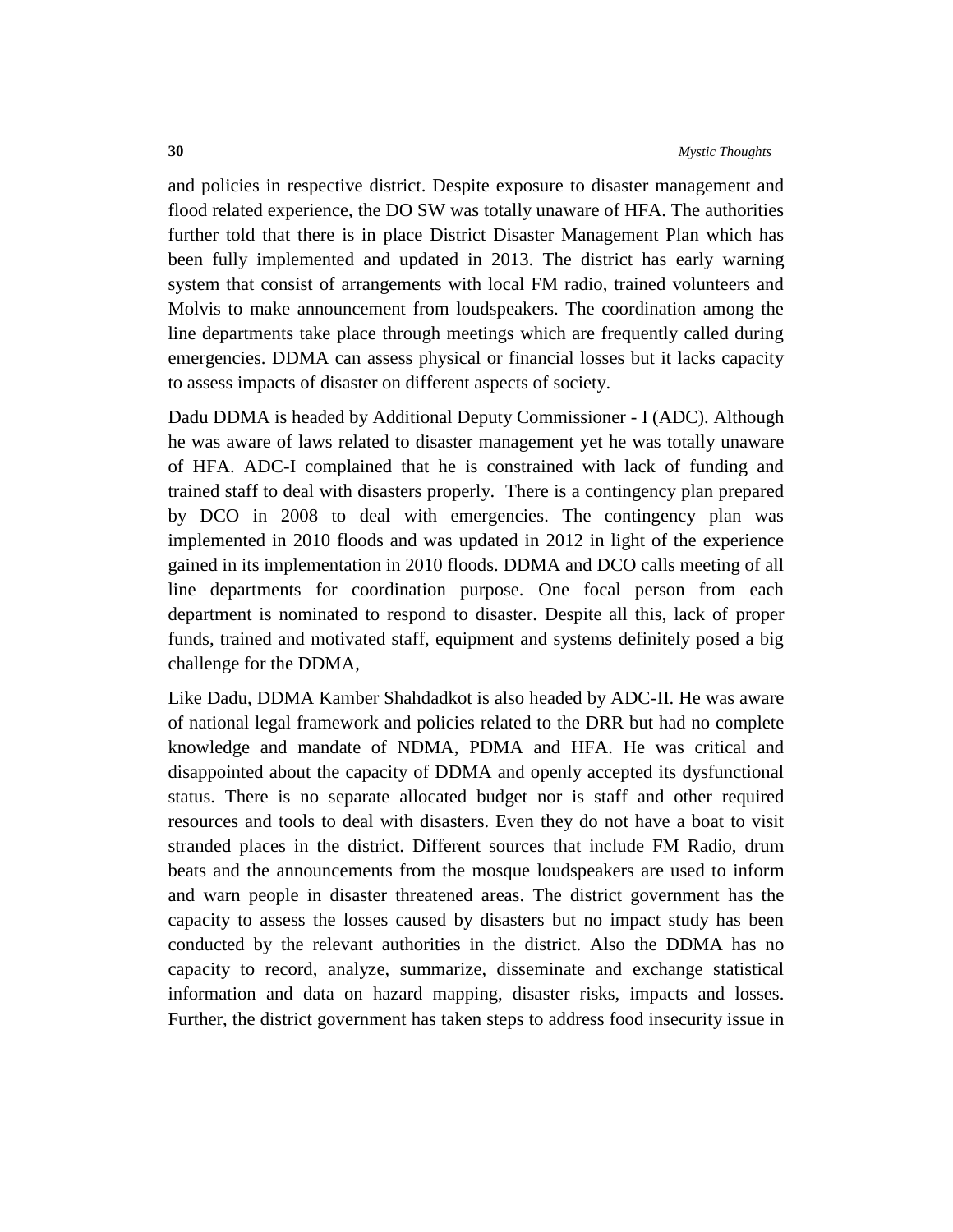and policies in respective district. Despite exposure to disaster management and flood related experience, the DO SW was totally unaware of HFA. The authorities further told that there is in place District Disaster Management Plan which has been fully implemented and updated in 2013. The district has early warning system that consist of arrangements with local FM radio, trained volunteers and Molvis to make announcement from loudspeakers. The coordination among the line departments take place through meetings which are frequently called during emergencies. DDMA can assess physical or financial losses but it lacks capacity to assess impacts of disaster on different aspects of society.

Dadu DDMA is headed by Additional Deputy Commissioner - I (ADC). Although he was aware of laws related to disaster management yet he was totally unaware of HFA. ADC-I complained that he is constrained with lack of funding and trained staff to deal with disasters properly. There is a contingency plan prepared by DCO in 2008 to deal with emergencies. The contingency plan was implemented in 2010 floods and was updated in 2012 in light of the experience gained in its implementation in 2010 floods. DDMA and DCO calls meeting of all line departments for coordination purpose. One focal person from each department is nominated to respond to disaster. Despite all this, lack of proper funds, trained and motivated staff, equipment and systems definitely posed a big challenge for the DDMA,

Like Dadu, DDMA Kamber Shahdadkot is also headed by ADC-II. He was aware of national legal framework and policies related to the DRR but had no complete knowledge and mandate of NDMA, PDMA and HFA. He was critical and disappointed about the capacity of DDMA and openly accepted its dysfunctional status. There is no separate allocated budget nor is staff and other required resources and tools to deal with disasters. Even they do not have a boat to visit stranded places in the district. Different sources that include FM Radio, drum beats and the announcements from the mosque loudspeakers are used to inform and warn people in disaster threatened areas. The district government has the capacity to assess the losses caused by disasters but no impact study has been conducted by the relevant authorities in the district. Also the DDMA has no capacity to record, analyze, summarize, disseminate and exchange statistical information and data on hazard mapping, disaster risks, impacts and losses. Further, the district government has taken steps to address food insecurity issue in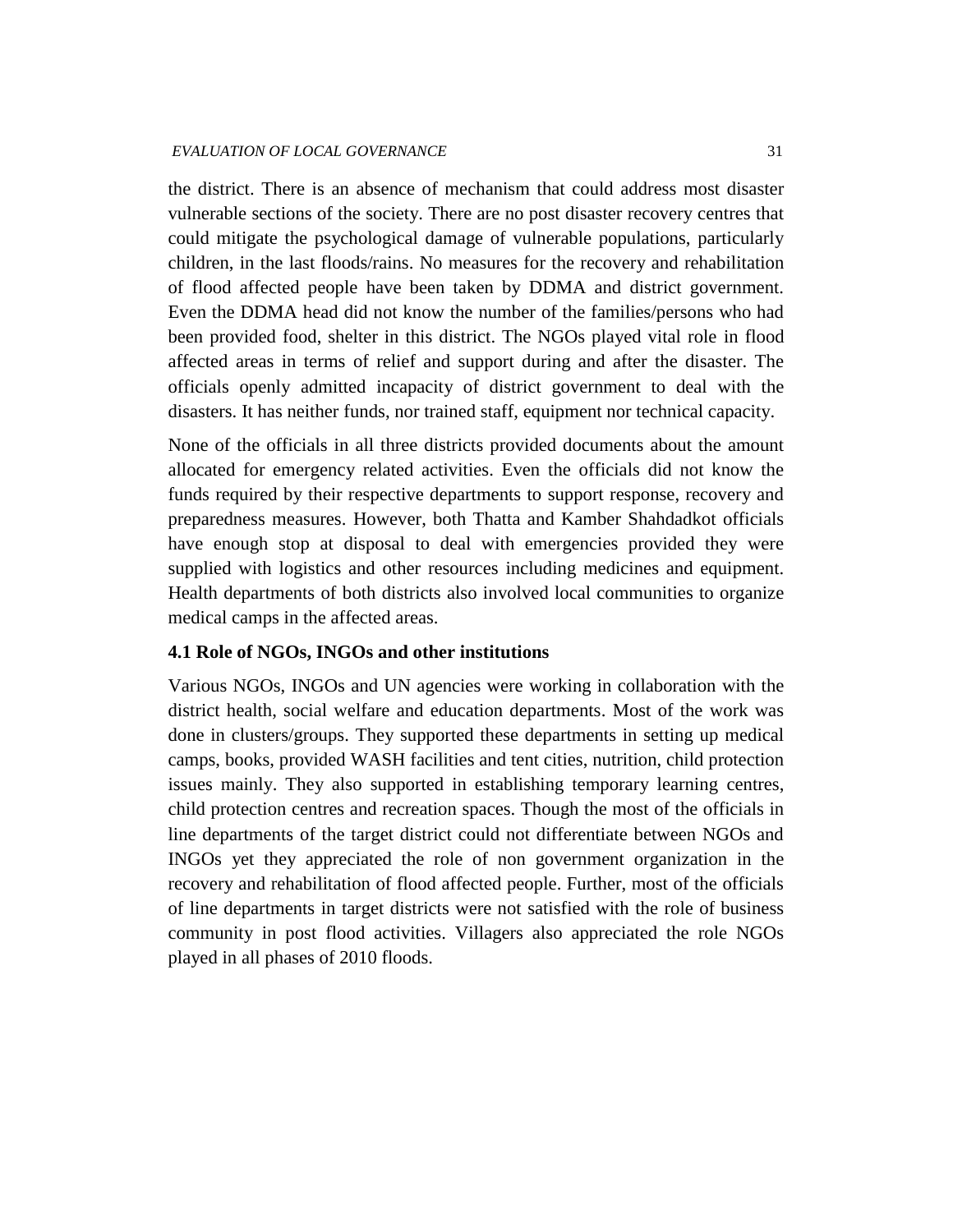the district. There is an absence of mechanism that could address most disaster vulnerable sections of the society. There are no post disaster recovery centres that could mitigate the psychological damage of vulnerable populations, particularly children, in the last floods/rains. No measures for the recovery and rehabilitation of flood affected people have been taken by DDMA and district government. Even the DDMA head did not know the number of the families/persons who had been provided food, shelter in this district. The NGOs played vital role in flood affected areas in terms of relief and support during and after the disaster. The officials openly admitted incapacity of district government to deal with the disasters. It has neither funds, nor trained staff, equipment nor technical capacity.

None of the officials in all three districts provided documents about the amount allocated for emergency related activities. Even the officials did not know the funds required by their respective departments to support response, recovery and preparedness measures. However, both Thatta and Kamber Shahdadkot officials have enough stop at disposal to deal with emergencies provided they were supplied with logistics and other resources including medicines and equipment. Health departments of both districts also involved local communities to organize medical camps in the affected areas.

### 4.1 Role of NGOs, INGOs and other institutions

Various NGOs, INGOs and UN agencies were working in collaboration with the district health, social welfare and education departments. Most of the work was done in clusters/groups. They supported these departments in setting up medical camps, books, provided WASH facilities and tent cities, nutrition, child protection issues mainly. They also supported in establishing temporary learning centres, child protection centres and recreation spaces. Though the most of the officials in line departments of the target district could not differentiate between NGOs and INGOs yet they appreciated the role of non government organization in the recovery and rehabilitation of flood affected people. Further, most of the officials of line departments in target districts were not satisfied with the role of business community in post flood activities. Villagers also appreciated the role NGOs played in all phases of 2010 floods.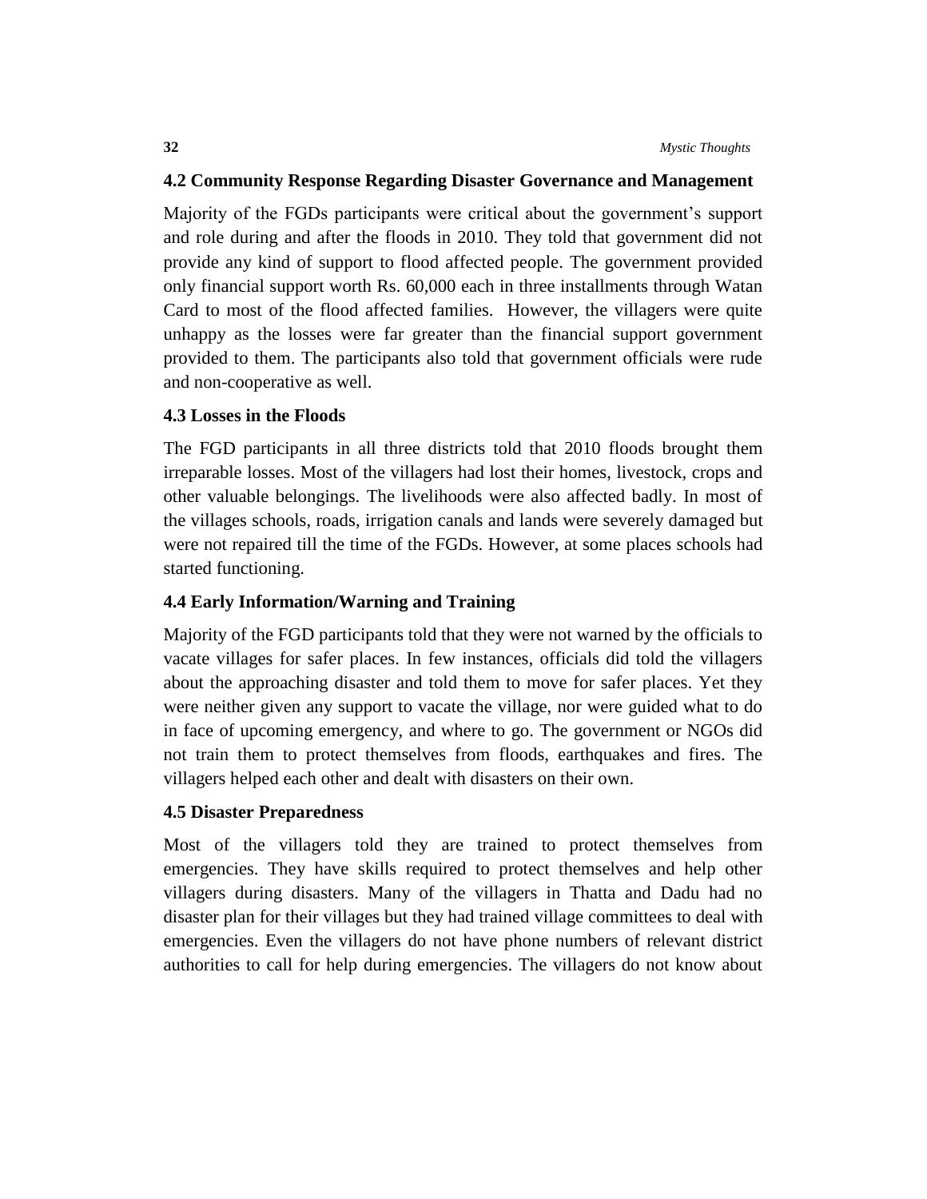### 4.2 Community Response Regarding Disaster Governance and Management

Majority of the FGDs participants were critical about the government's support and role during and after the floods in 2010. They told that government did not provide any kind of support to flood affected people. The government provided only financial support worth Rs. 60,000 each in three installments through Watan Card to most of the flood affected families. However, the villagers were quite unhappy as the losses were far greater than the financial support government provided to them. The participants also told that government officials were rude and non-cooperative as well.

### 4.3 Losses in the Floods

The FGD participants in all three districts told that 2010 floods brought them irreparable losses. Most of the villagers had lost their homes, livestock, crops and other valuable belongings. The livelihoods were also affected badly. In most of the villages schools, roads, irrigation canals and lands were severely damaged but were not repaired till the time of the FGDs. However, at some places schools had started functioning.

### 4.4 Early Information/Warning and Training

Majority of the FGD participants told that they were not warned by the officials to vacate villages for safer places. In few instances, officials did told the villagers about the approaching disaster and told them to move for safer places. Yet they were neither given any support to vacate the village, nor were guided what to do in face of upcoming emergency, and where to go. The government or NGOs did not train them to protect themselves from floods, earthquakes and fires. The villagers helped each other and dealt with disasters on their own.

### 4.5 Disaster Preparedness

Most of the villagers told they are trained to protect themselves from emergencies. They have skills required to protect themselves and help other villagers during disasters. Many of the villagers in Thatta and Dadu had no disaster plan for their villages but they had trained village committees to deal with emergencies. Even the villagers do not have phone numbers of relevant district authorities to call for help during emergencies. The villagers do not know about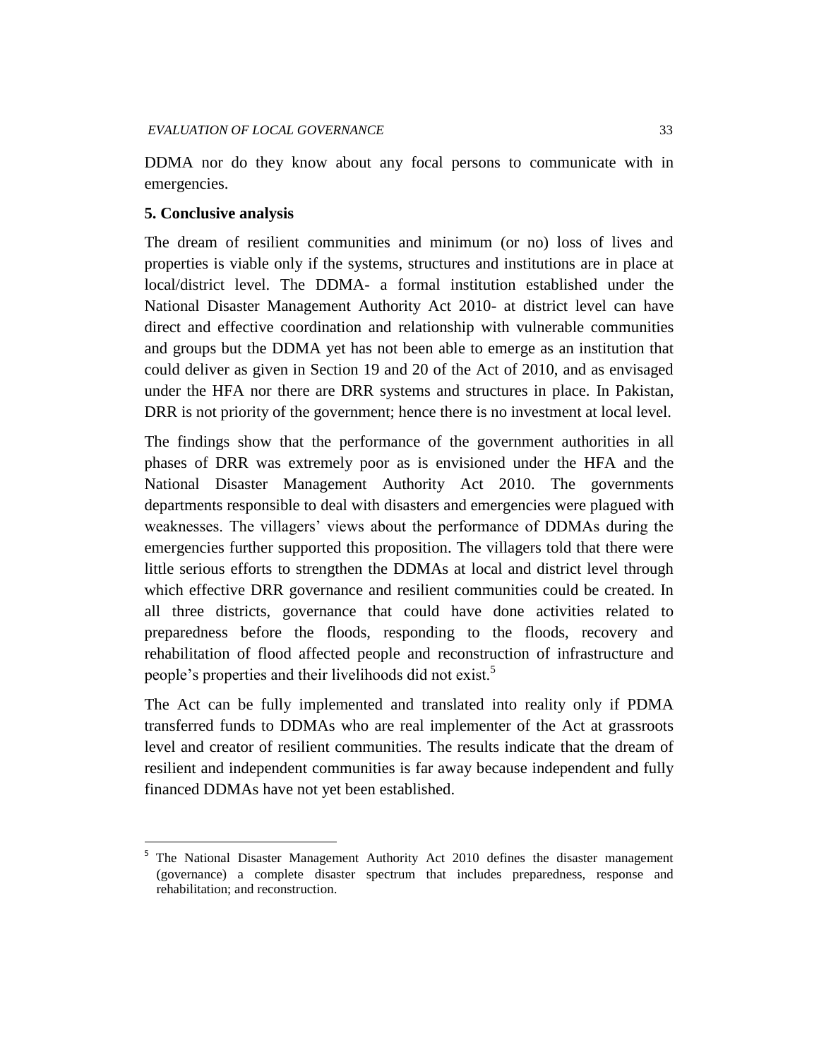DDMA nor do they know about any focal persons to communicate with in emergencies.

## 5. Conclusive analysis

The dream of resilient communities and minimum (or no) loss of lives and properties is viable only if the systems, structures and institutions are in place at local/district level. The DDMA- a formal institution established under the National Disaster Management Authority Act 2010- at district level can have direct and effective coordination and relationship with vulnerable communities and groups but the DDMA yet has not been able to emerge as an institution that could deliver as given in Section 19 and 20 of the Act of 2010, and as envisaged under the HFA nor there are DRR systems and structures in place. In Pakistan, DRR is not priority of the government; hence there is no investment at local level.

The findings show that the performance of the government authorities in all phases of DRR was extremely poor as is envisioned under the HFA and the National Disaster Management Authority Act 2010. The governments departments responsible to deal with disasters and emergencies were plagued with weaknesses. The villagers' views about the performance of DDMAs during the emergencies further supported this proposition. The villagers told that there were little serious efforts to strengthen the DDMAs at local and district level through which effective DRR governance and resilient communities could be created. In all three districts, governance that could have done activities related to preparedness before the floods, responding to the floods, recovery and rehabilitation of flood affected people and reconstruction of infrastructure and people's properties and their livelihoods did not exist.[5]

The Act can be fully implemented and translated into reality only if PDMA transferred funds to DDMAs who are real implementer of the Act at grassroots level and creator of resilient communities. The results indicate that the dream of resilient and independent communities is far away because independent and fully financed DDMAs have not yet been established.

---

[5] The National Disaster Management Authority Act 2010 defines the disaster management (governance) a complete disaster spectrum that includes preparedness, response and rehabilitation; and reconstruction.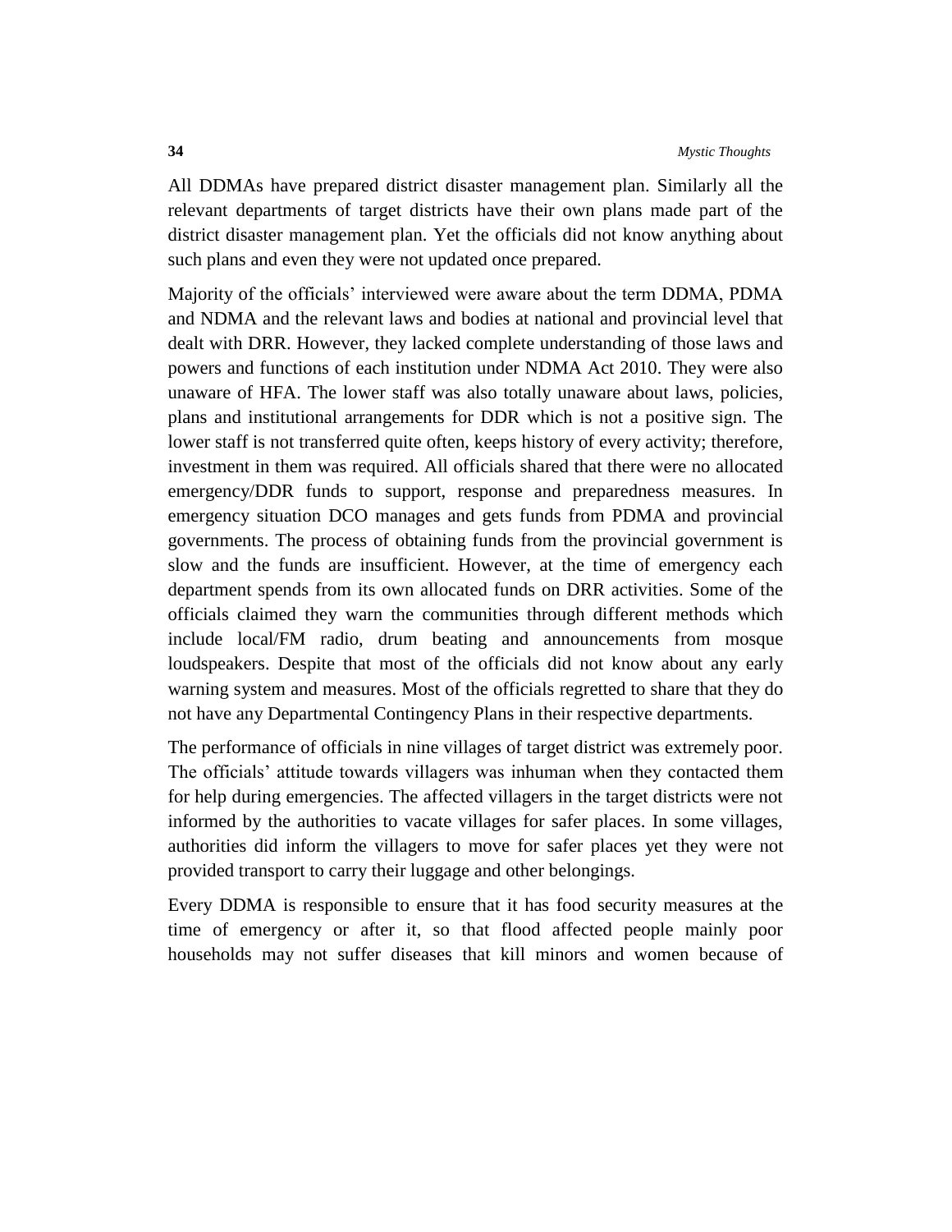All DDMAs have prepared district disaster management plan. Similarly all the relevant departments of target districts have their own plans made part of the district disaster management plan. Yet the officials did not know anything about such plans and even they were not updated once prepared.

Majority of the officials' interviewed were aware about the term DDMA, PDMA and NDMA and the relevant laws and bodies at national and provincial level that dealt with DRR. However, they lacked complete understanding of those laws and powers and functions of each institution under NDMA Act 2010. They were also unaware of HFA. The lower staff was also totally unaware about laws, policies, plans and institutional arrangements for DDR which is not a positive sign. The lower staff is not transferred quite often, keeps history of every activity; therefore, investment in them was required. All officials shared that there were no allocated emergency/DDR funds to support, response and preparedness measures. In emergency situation DCO manages and gets funds from PDMA and provincial governments. The process of obtaining funds from the provincial government is slow and the funds are insufficient. However, at the time of emergency each department spends from its own allocated funds on DRR activities. Some of the officials claimed they warn the communities through different methods which include local/FM radio, drum beating and announcements from mosque loudspeakers. Despite that most of the officials did not know about any early warning system and measures. Most of the officials regretted to share that they do not have any Departmental Contingency Plans in their respective departments.

The performance of officials in nine villages of target district was extremely poor. The officials' attitude towards villagers was inhuman when they contacted them for help during emergencies. The affected villagers in the target districts were not informed by the authorities to vacate villages for safer places. In some villages, authorities did inform the villagers to move for safer places yet they were not provided transport to carry their luggage and other belongings.

Every DDMA is responsible to ensure that it has food security measures at the time of emergency or after it, so that flood affected people mainly poor households may not suffer diseases that kill minors and women because of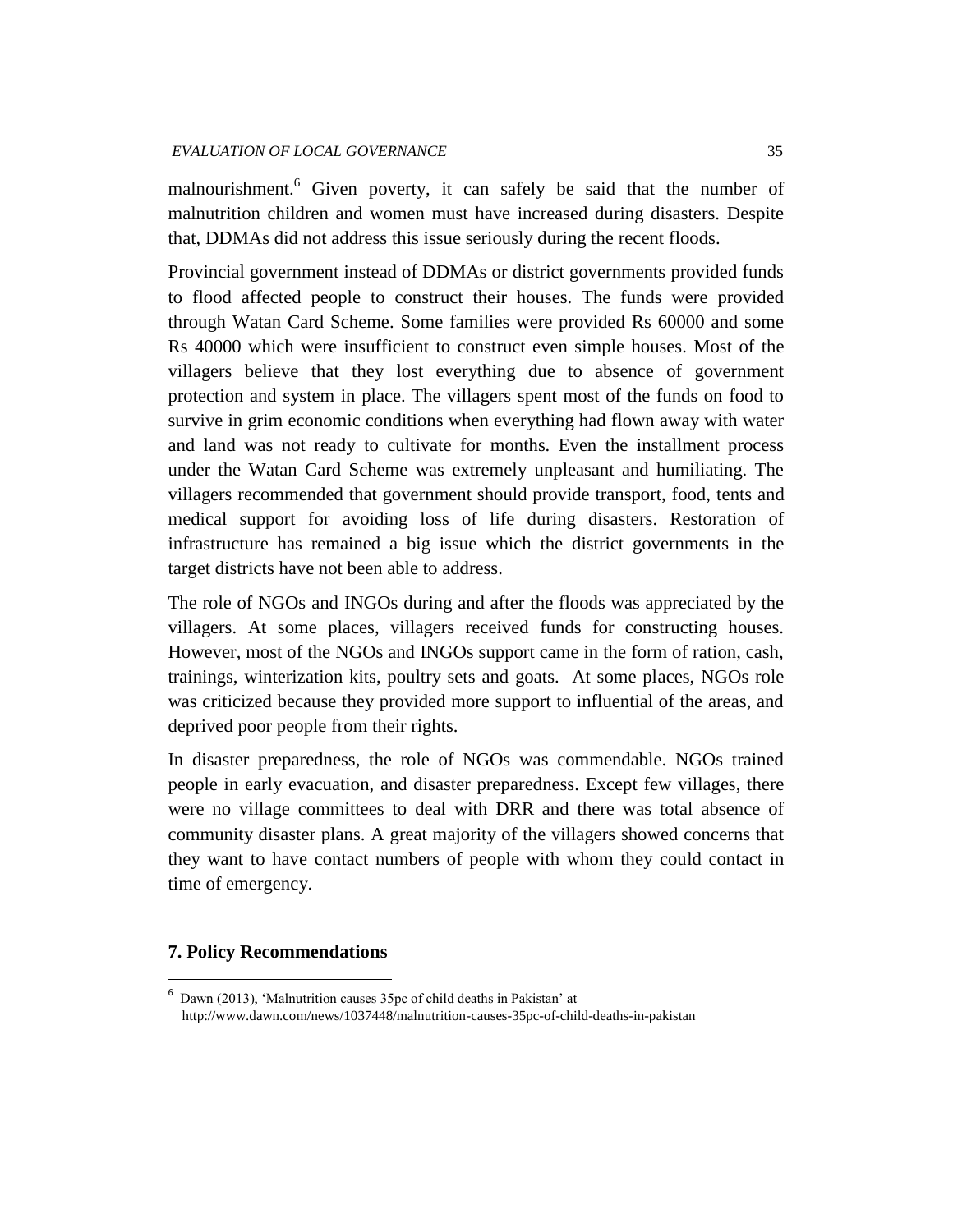malnourishment.[6] Given poverty, it can safely be said that the number of malnutrition children and women must have increased during disasters. Despite that, DDMAs did not address this issue seriously during the recent floods.

Provincial government instead of DDMAs or district governments provided funds to flood affected people to construct their houses. The funds were provided through Watan Card Scheme. Some families were provided Rs 60000 and some Rs 40000 which were insufficient to construct even simple houses. Most of the villagers believe that they lost everything due to absence of government protection and system in place. The villagers spent most of the funds on food to survive in grim economic conditions when everything had flown away with water and land was not ready to cultivate for months. Even the installment process under the Watan Card Scheme was extremely unpleasant and humiliating. The villagers recommended that government should provide transport, food, tents and medical support for avoiding loss of life during disasters. Restoration of infrastructure has remained a big issue which the district governments in the target districts have not been able to address.

The role of NGOs and INGOs during and after the floods was appreciated by the villagers. At some places, villagers received funds for constructing houses. However, most of the NGOs and INGOs support came in the form of ration, cash, trainings, winterization kits, poultry sets and goats. At some places, NGOs role was criticized because they provided more support to influential of the areas, and deprived poor people from their rights.

In disaster preparedness, the role of NGOs was commendable. NGOs trained people in early evacuation, and disaster preparedness. Except few villages, there were no village committees to deal with DRR and there was total absence of community disaster plans. A great majority of the villagers showed concerns that they want to have contact numbers of people with whom they could contact in time of emergency.

## 7. Policy Recommendations

[6] Dawn (2013), 'Malnutrition causes 35pc of child deaths in Pakistan' at http://www.dawn.com/news/1037448/malnutrition-causes-35pc-of-child-deaths-in-pakistan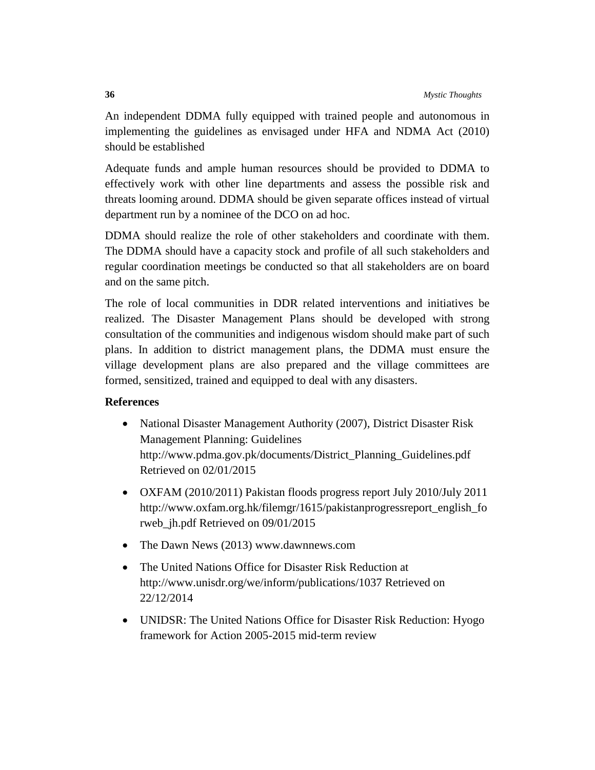An independent DDMA fully equipped with trained people and autonomous in implementing the guidelines as envisaged under HFA and NDMA Act (2010) should be established

Adequate funds and ample human resources should be provided to DDMA to effectively work with other line departments and assess the possible risk and threats looming around. DDMA should be given separate offices instead of virtual department run by a nominee of the DCO on ad hoc.

DDMA should realize the role of other stakeholders and coordinate with them. The DDMA should have a capacity stock and profile of all such stakeholders and regular coordination meetings be conducted so that all stakeholders are on board and on the same pitch.

The role of local communities in DDR related interventions and initiatives be realized. The Disaster Management Plans should be developed with strong consultation of the communities and indigenous wisdom should make part of such plans. In addition to district management plans, the DDMA must ensure the village development plans are also prepared and the village committees are formed, sensitized, trained and equipped to deal with any disasters.

**References**

- National Disaster Management Authority (2007), District Disaster Risk Management Planning: Guidelines http://www.pdma.gov.pk/documents/District_Planning_Guidelines.pdf Retrieved on 02/01/2015
- OXFAM (2010/2011) Pakistan floods progress report July 2010/July 2011 http://www.oxfam.org.hk/filemgr/1615/pakistanprogressreport_english_forweb_jh.pdf Retrieved on 09/01/2015
- The Dawn News (2013) www.dawnnews.com
- The United Nations Office for Disaster Risk Reduction at http://www.unisdr.org/we/inform/publications/1037 Retrieved on 22/12/2014
- UNIDSR: The United Nations Office for Disaster Risk Reduction: Hyogo framework for Action 2005-2015 mid-term review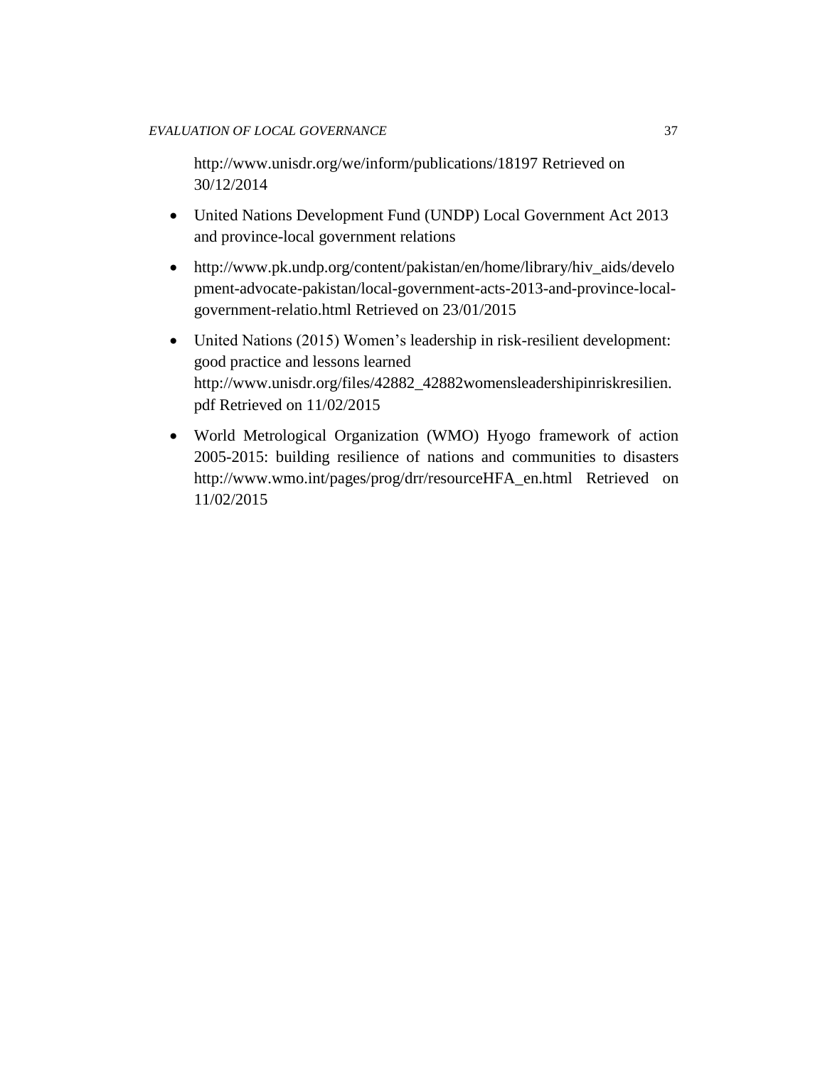http://www.unisdr.org/we/inform/publications/18197 Retrieved on 30/12/2014

- United Nations Development Fund (UNDP) Local Government Act 2013 and province-local government relations
- http://www.pk.undp.org/content/pakistan/en/home/library/hiv_aids/development-advocate-pakistan/local-government-acts-2013-and-province-local-government-relatio.html Retrieved on 23/01/2015
- United Nations (2015) Women's leadership in risk-resilient development: good practice and lessons learned http://www.unisdr.org/files/42882_42882womensleadershipinriskresilien.pdf Retrieved on 11/02/2015
- World Metrological Organization (WMO) Hyogo framework of action 2005-2015: building resilience of nations and communities to disasters http://www.wmo.int/pages/prog/drr/resourceHFA_en.html Retrieved on 11/02/2015